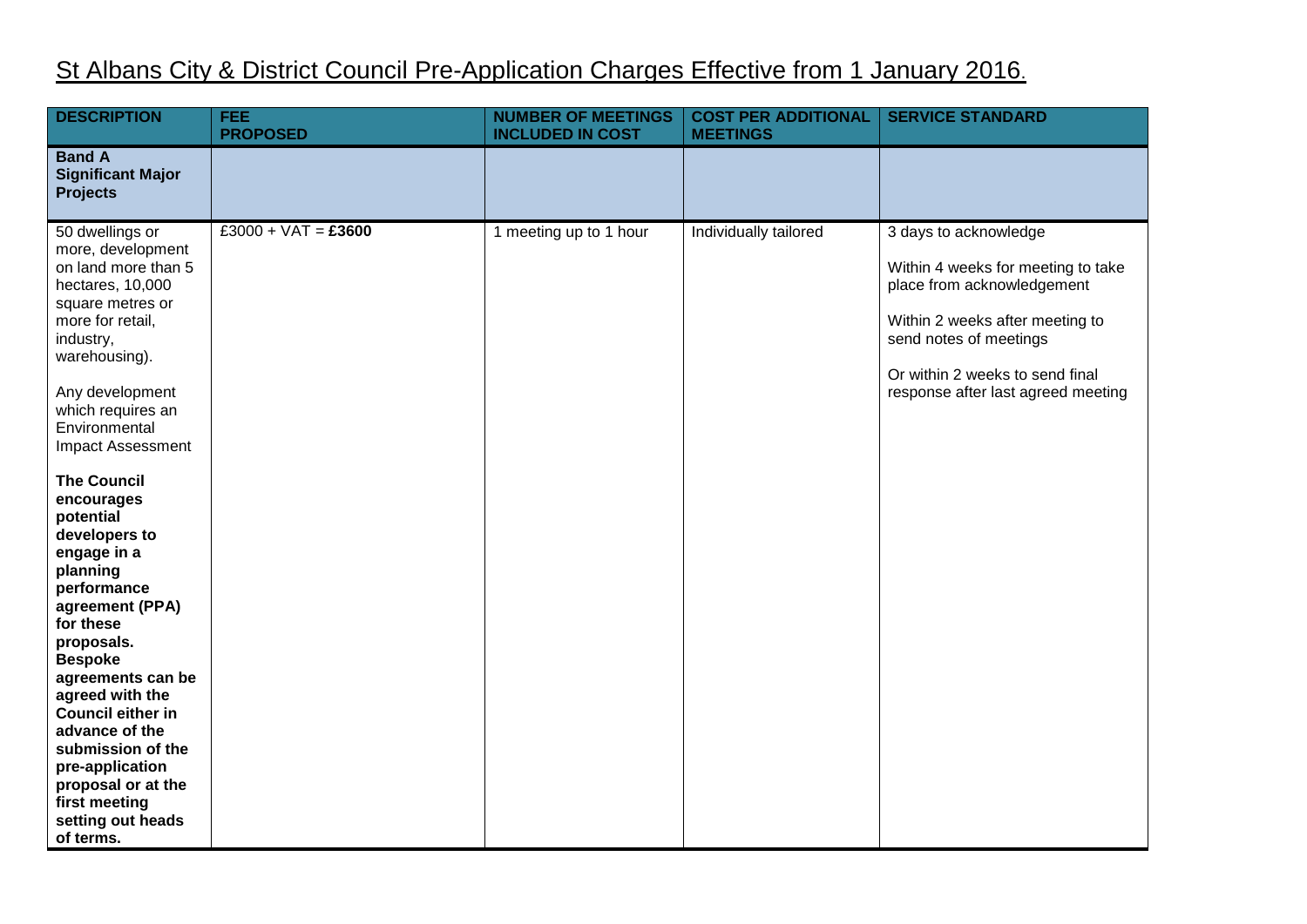# St Albans City & District Council Pre-Application Charges Effective from 1 January 2016.

| DESCRIPTION | FEE PROPOSED | NUMBER OF MEETINGS INCLUDED IN COST | COST PER ADDITIONAL MEETINGS | SERVICE STANDARD |
|---|---|---|---|---|
| **Band A Significant Major Projects** | | | | |
| 50 dwellings or more, development on land more than 5 hectares, 10,000 square metres or more for retail, industry, warehousing).<br><br>Any development which requires an Environmental Impact Assessment<br><br>**The Council encourages potential developers to engage in a planning performance agreement (PPA) for these proposals. Bespoke agreements can be agreed with the Council either in advance of the submission of the pre-application proposal or at the first meeting setting out heads of terms.** | £3000 + VAT = **£3600** | 1 meeting up to 1 hour | Individually tailored | 3 days to acknowledge<br><br>Within 4 weeks for meeting to take place from acknowledgement<br><br>Within 2 weeks after meeting to send notes of meetings<br><br>Or within 2 weeks to send final response after last agreed meeting |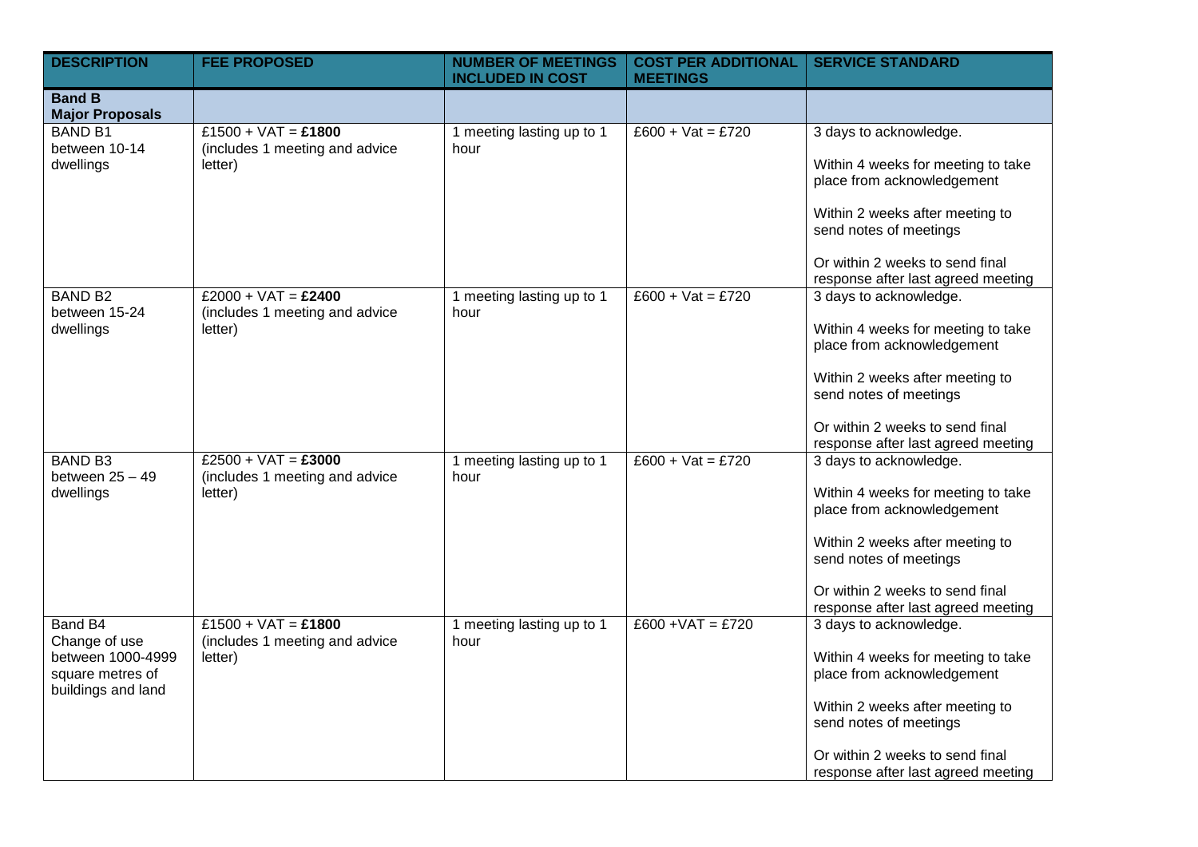| DESCRIPTION | FEE PROPOSED | NUMBER OF MEETINGS INCLUDED IN COST | COST PER ADDITIONAL MEETINGS | SERVICE STANDARD |
|---|---|---|---|---|
| **Band B Major Proposals** | | | | |
| BAND B1 between 10-14 dwellings | £1500 + VAT = **£1800** (includes 1 meeting and advice letter) | 1 meeting lasting up to 1 hour | £600 + Vat = £720 | 3 days to acknowledge.<br><br>Within 4 weeks for meeting to take place from acknowledgement<br><br>Within 2 weeks after meeting to send notes of meetings<br><br>Or within 2 weeks to send final response after last agreed meeting |
| BAND B2 between 15-24 dwellings | £2000 + VAT = **£2400** (includes 1 meeting and advice letter) | 1 meeting lasting up to 1 hour | £600 + Vat = £720 | 3 days to acknowledge.<br><br>Within 4 weeks for meeting to take place from acknowledgement<br><br>Within 2 weeks after meeting to send notes of meetings<br><br>Or within 2 weeks to send final response after last agreed meeting |
| BAND B3 between 25 – 49 dwellings | £2500 + VAT = **£3000** (includes 1 meeting and advice letter) | 1 meeting lasting up to 1 hour | £600 + Vat = £720 | 3 days to acknowledge.<br><br>Within 4 weeks for meeting to take place from acknowledgement<br><br>Within 2 weeks after meeting to send notes of meetings<br><br>Or within 2 weeks to send final response after last agreed meeting |
| Band B4 Change of use between 1000-4999 square metres of buildings and land | £1500 + VAT = **£1800** (includes 1 meeting and advice letter) | 1 meeting lasting up to 1 hour | £600 +VAT = £720 | 3 days to acknowledge.<br><br>Within 4 weeks for meeting to take place from acknowledgement<br><br>Within 2 weeks after meeting to send notes of meetings<br><br>Or within 2 weeks to send final response after last agreed meeting |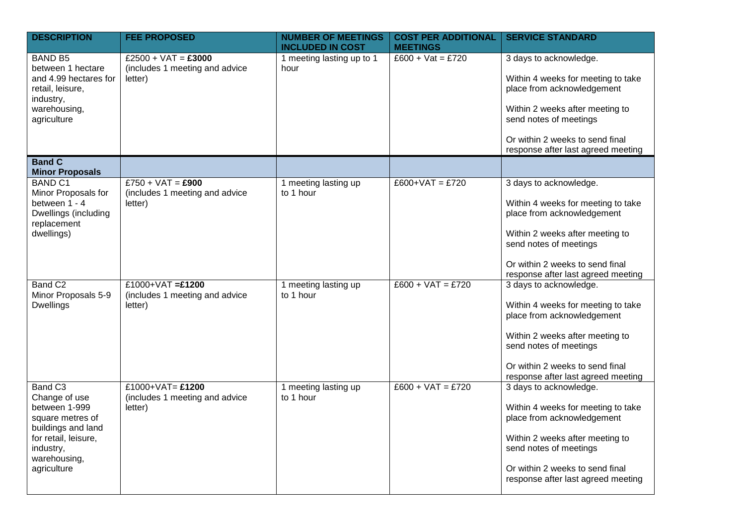| DESCRIPTION | FEE PROPOSED | NUMBER OF MEETINGS INCLUDED IN COST | COST PER ADDITIONAL MEETINGS | SERVICE STANDARD |
|---|---|---|---|---|
| BAND B5 between 1 hectare and 4.99 hectares for retail, leisure, industry, warehousing, agriculture | £2500 + VAT = **£3000** (includes 1 meeting and advice letter) | 1 meeting lasting up to 1 hour | £600 + Vat = £720 | 3 days to acknowledge.<br><br>Within 4 weeks for meeting to take place from acknowledgement<br><br>Within 2 weeks after meeting to send notes of meetings<br><br>Or within 2 weeks to send final response after last agreed meeting |
| **Band C Minor Proposals** | | | | |
| BAND C1 Minor Proposals for between 1 - 4 Dwellings (including replacement dwellings) | £750 + VAT = **£900** (includes 1 meeting and advice letter) | 1 meeting lasting up to 1 hour | £600+VAT = £720 | 3 days to acknowledge.<br><br>Within 4 weeks for meeting to take place from acknowledgement<br><br>Within 2 weeks after meeting to send notes of meetings<br><br>Or within 2 weeks to send final response after last agreed meeting |
| Band C2 Minor Proposals 5-9 Dwellings | £1000+VAT **=£1200** (includes 1 meeting and advice letter) | 1 meeting lasting up to 1 hour | £600 + VAT = £720 | 3 days to acknowledge.<br><br>Within 4 weeks for meeting to take place from acknowledgement<br><br>Within 2 weeks after meeting to send notes of meetings<br><br>Or within 2 weeks to send final response after last agreed meeting |
| Band C3 Change of use between 1-999 square metres of buildings and land for retail, leisure, industry, warehousing, agriculture | £1000+VAT= **£1200** (includes 1 meeting and advice letter) | 1 meeting lasting up to 1 hour | £600 + VAT = £720 | 3 days to acknowledge.<br><br>Within 4 weeks for meeting to take place from acknowledgement<br><br>Within 2 weeks after meeting to send notes of meetings<br><br>Or within 2 weeks to send final response after last agreed meeting |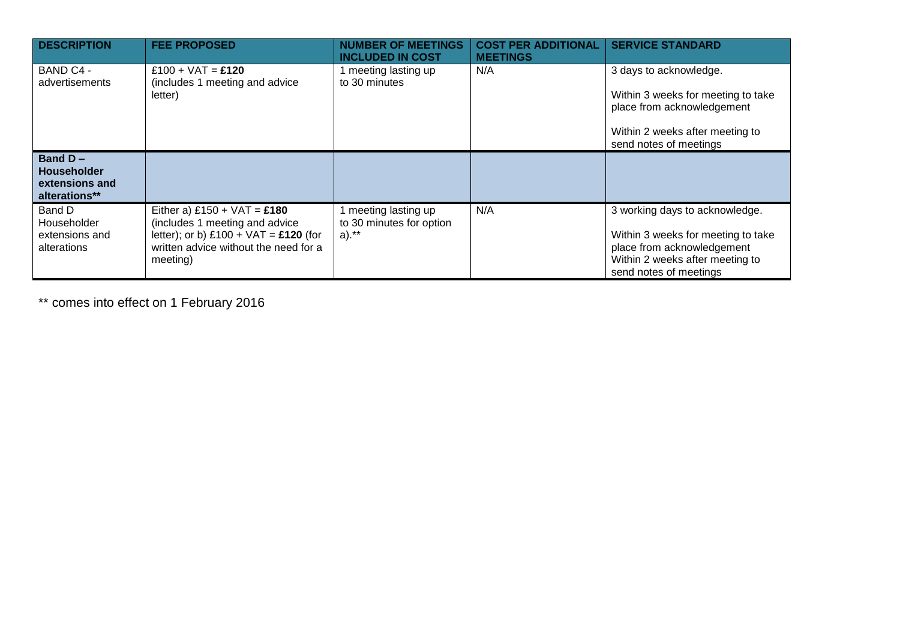| DESCRIPTION | FEE PROPOSED | NUMBER OF MEETINGS INCLUDED IN COST | COST PER ADDITIONAL MEETINGS | SERVICE STANDARD |
|---|---|---|---|---|
| BAND C4 - advertisements | £100 + VAT = **£120** (includes 1 meeting and advice letter) | 1 meeting lasting up to 30 minutes | N/A | 3 days to acknowledge.<br><br>Within 3 weeks for meeting to take place from acknowledgement<br><br>Within 2 weeks after meeting to send notes of meetings |
| **Band D – Householder extensions and alterations**\*\* | | | | |
| Band D Householder extensions and alterations | Either a) £150 + VAT = **£180** (includes 1 meeting and advice letter); or b) £100 + VAT = **£120** (for written advice without the need for a meeting) | 1 meeting lasting up to 30 minutes for option a).\*\* | N/A | 3 working days to acknowledge.<br><br>Within 3 weeks for meeting to take place from acknowledgement<br>Within 2 weeks after meeting to send notes of meetings |

** comes into effect on 1 February 2016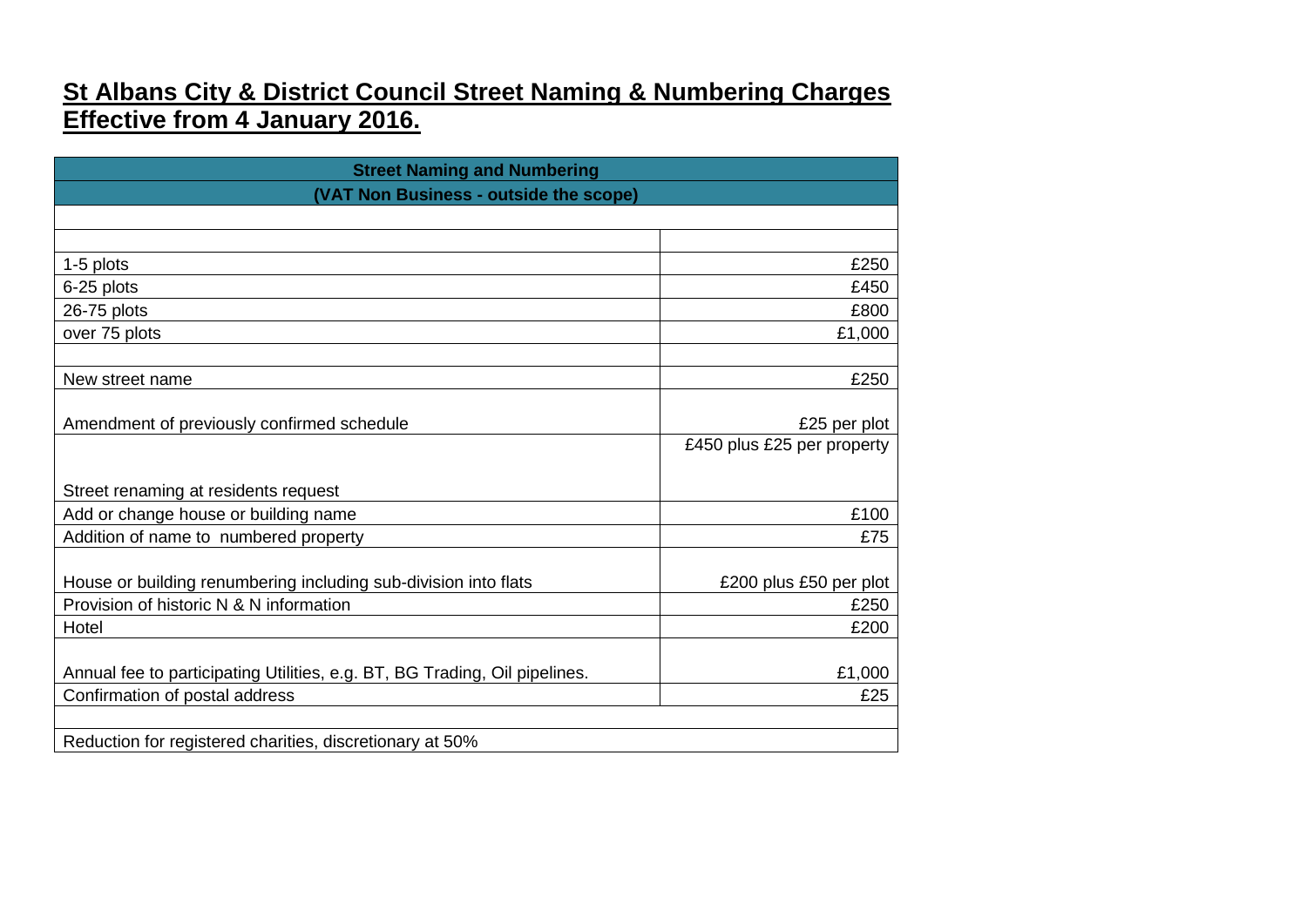# St Albans City & District Council Street Naming & Numbering Charges Effective from 4 January 2016.

| Street Naming and Numbering | |
|---|---|
| (VAT Non Business - outside the scope) | |
| | |
| | |
| 1-5 plots | £250 |
| 6-25 plots | £450 |
| 26-75 plots | £800 |
| over 75 plots | £1,000 |
| | |
| New street name | £250 |
| Amendment of previously confirmed schedule | £25 per plot |
| Street renaming at residents request | £450 plus £25 per property |
| Add or change house or building name | £100 |
| Addition of name to numbered property | £75 |
| House or building renumbering including sub-division into flats | £200 plus £50 per plot |
| Provision of historic N & N information | £250 |
| Hotel | £200 |
| Annual fee to participating Utilities, e.g. BT, BG Trading, Oil pipelines. | £1,000 |
| Confirmation of postal address | £25 |
| | |
| Reduction for registered charities, discretionary at 50% | |